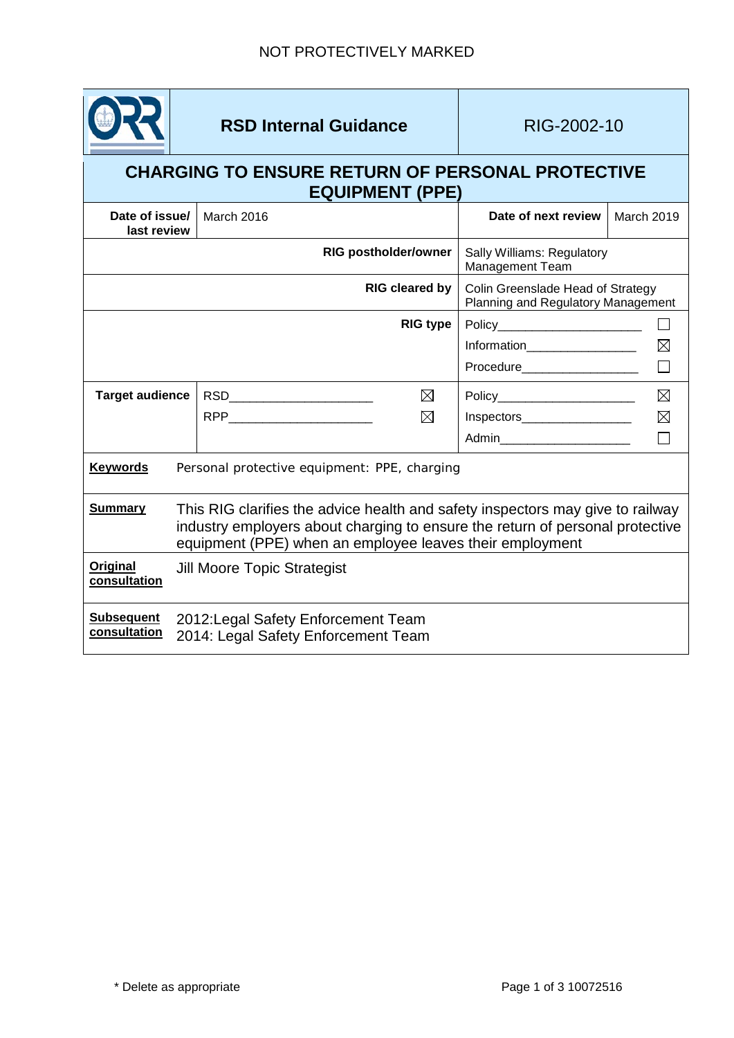NOT PROTECTIVELY MARKED

| | RSD Internal Guidance | RIG-2002-10 |
|---|---|---|

# CHARGING TO ENSURE RETURN OF PERSONAL PROTECTIVE EQUIPMENT (PPE)

| **Date of issue/ last review** | March 2016 | **Date of next review** | March 2019 |
|---|---|---|---|
| | **RIG postholder/owner** | Sally Williams: Regulatory Management Team | |
| | **RIG cleared by** | Colin Greenslade Head of Strategy Planning and Regulatory Management | |
| | **RIG type** | Policy ☐<br>Information ☒<br>Procedure ☐ | |
| **Target audience** | RSD ☒<br>RPP ☒ | Policy ☒<br>Inspectors ☒<br>Admin ☐ | |

**Keywords** Personal protective equipment: PPE, charging

**Summary** This RIG clarifies the advice health and safety inspectors may give to railway industry employers about charging to ensure the return of personal protective equipment (PPE) when an employee leaves their employment

**Original consultation** Jill Moore Topic Strategist

**Subsequent consultation** 2012:Legal Safety Enforcement Team
2014: Legal Safety Enforcement Team

\* Delete as appropriate

10072516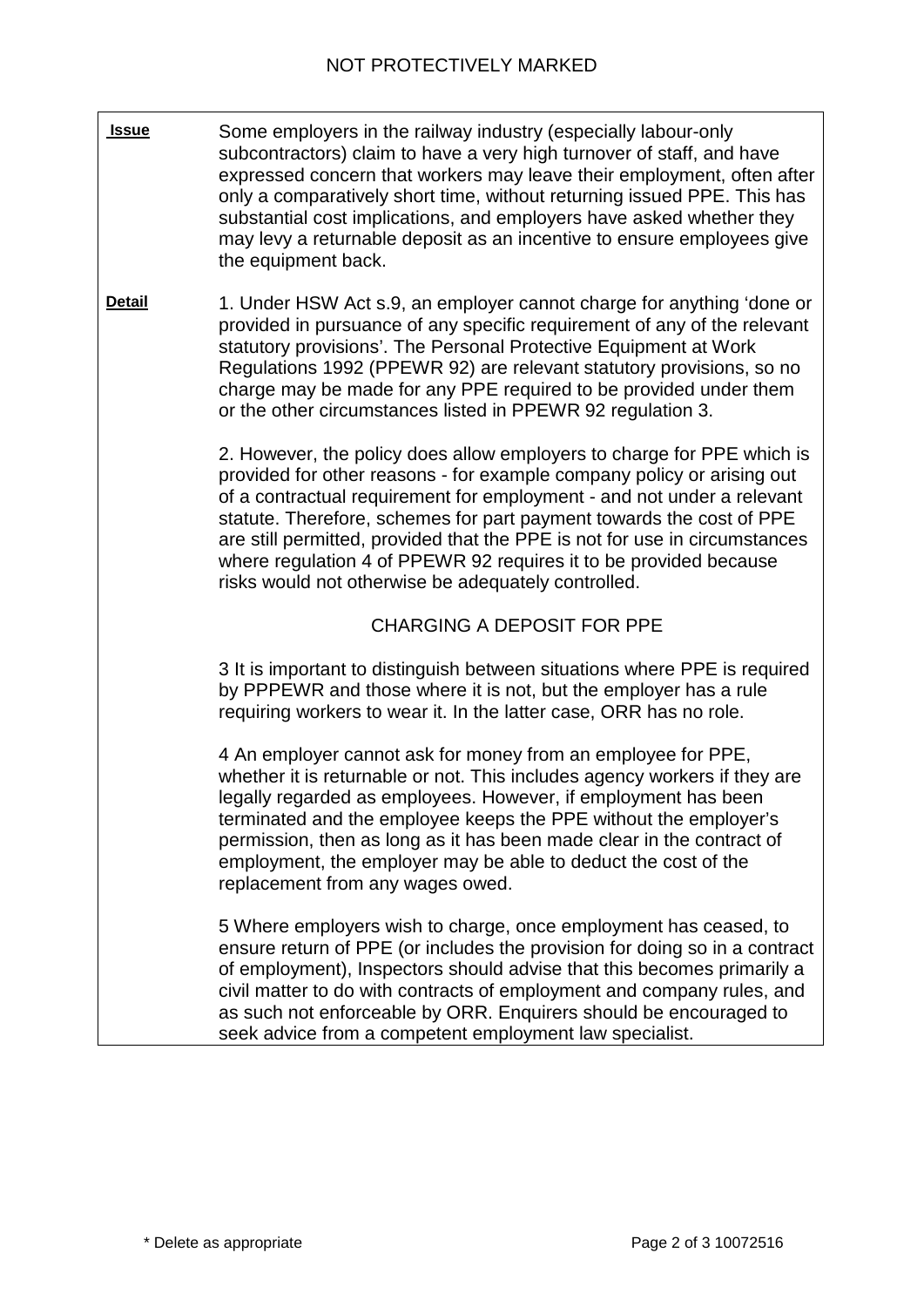| **Issue** | Some employers in the railway industry (especially labour-only subcontractors) claim to have a very high turnover of staff, and have expressed concern that workers may leave their employment, often after only a comparatively short time, without returning issued PPE. This has substantial cost implications, and employers have asked whether they may levy a returnable deposit as an incentive to ensure employees give the equipment back. |
|---|---|
| **Detail** | 1. Under HSW Act s.9, an employer cannot charge for anything 'done or provided in pursuance of any specific requirement of any of the relevant statutory provisions'. The Personal Protective Equipment at Work Regulations 1992 (PPEWR 92) are relevant statutory provisions, so no charge may be made for any PPE required to be provided under them or the other circumstances listed in PPEWR 92 regulation 3.<br><br>2. However, the policy does allow employers to charge for PPE which is provided for other reasons - for example company policy or arising out of a contractual requirement for employment - and not under a relevant statute. Therefore, schemes for part payment towards the cost of PPE are still permitted, provided that the PPE is not for use in circumstances where regulation 4 of PPEWR 92 requires it to be provided because risks would not otherwise be adequately controlled.<br><br>CHARGING A DEPOSIT FOR PPE<br><br>3 It is important to distinguish between situations where PPE is required by PPPEWR and those where it is not, but the employer has a rule requiring workers to wear it. In the latter case, ORR has no role.<br><br>4 An employer cannot ask for money from an employee for PPE, whether it is returnable or not. This includes agency workers if they are legally regarded as employees. However, if employment has been terminated and the employee keeps the PPE without the employer's permission, then as long as it has been made clear in the contract of employment, the employer may be able to deduct the cost of the replacement from any wages owed.<br><br>5 Where employers wish to charge, once employment has ceased, to ensure return of PPE (or includes the provision for doing so in a contract of employment), Inspectors should advise that this becomes primarily a civil matter to do with contracts of employment and company rules, and as such not enforceable by ORR. Enquirers should be encouraged to seek advice from a competent employment law specialist. |

\* Delete as appropriate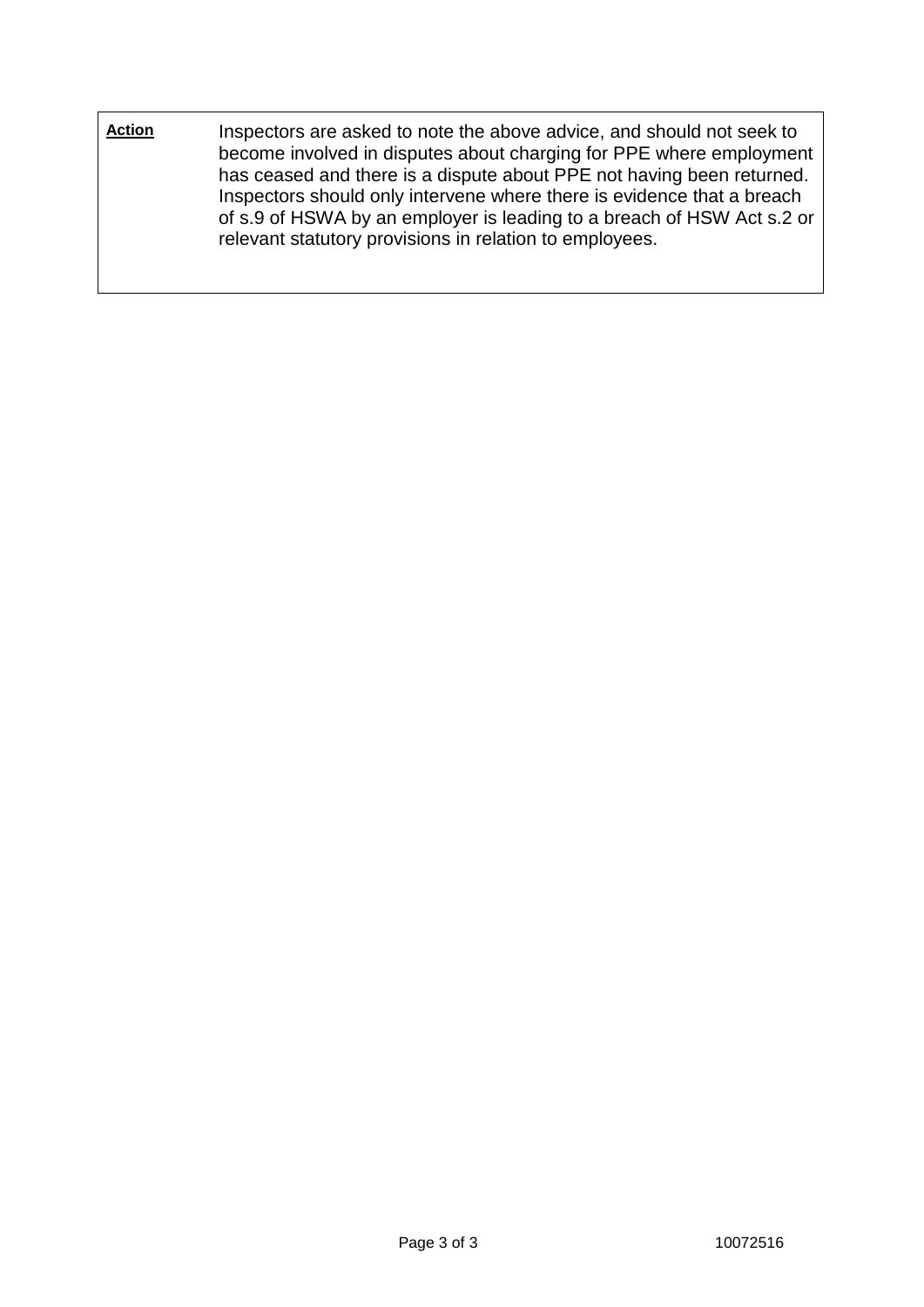| | |
|---|---|
| **Action** | Inspectors are asked to note the above advice, and should not seek to become involved in disputes about charging for PPE where employment has ceased and there is a dispute about PPE not having been returned. Inspectors should only intervene where there is evidence that a breach of s.9 of HSWA by an employer is leading to a breach of HSW Act s.2 or relevant statutory provisions in relation to employees. |

10072516